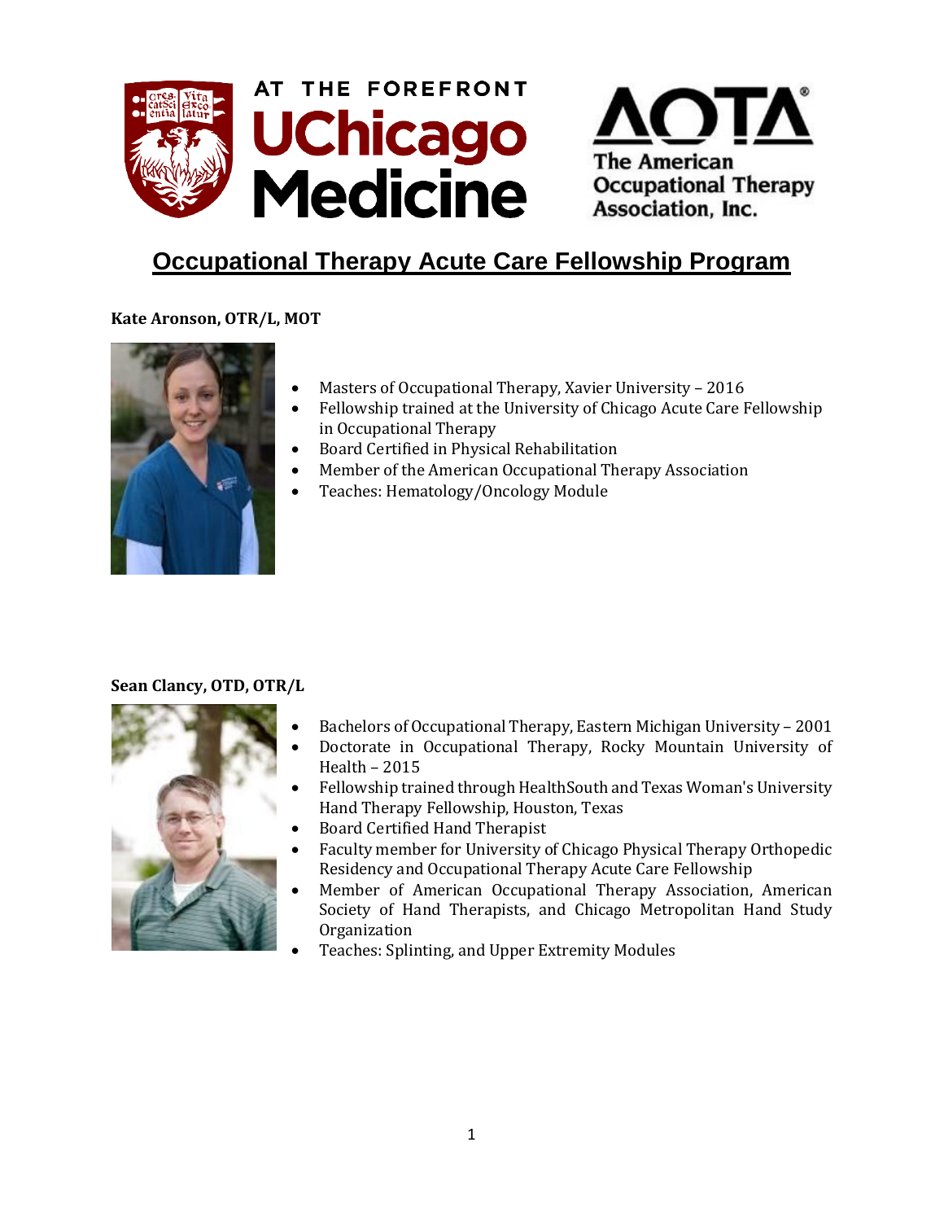# Occupational Therapy Acute Care Fellowship Program

**Kate Aronson, OTR/L, MOT**

- Masters of Occupational Therapy, Xavier University – 2016
- Fellowship trained at the University of Chicago Acute Care Fellowship in Occupational Therapy
- Board Certified in Physical Rehabilitation
- Member of the American Occupational Therapy Association
- Teaches: Hematology/Oncology Module

**Sean Clancy, OTD, OTR/L**

- Bachelors of Occupational Therapy, Eastern Michigan University – 2001
- Doctorate in Occupational Therapy, Rocky Mountain University of Health – 2015
- Fellowship trained through HealthSouth and Texas Woman's University Hand Therapy Fellowship, Houston, Texas
- Board Certified Hand Therapist
- Faculty member for University of Chicago Physical Therapy Orthopedic Residency and Occupational Therapy Acute Care Fellowship
- Member of American Occupational Therapy Association, American Society of Hand Therapists, and Chicago Metropolitan Hand Study Organization
- Teaches: Splinting, and Upper Extremity Modules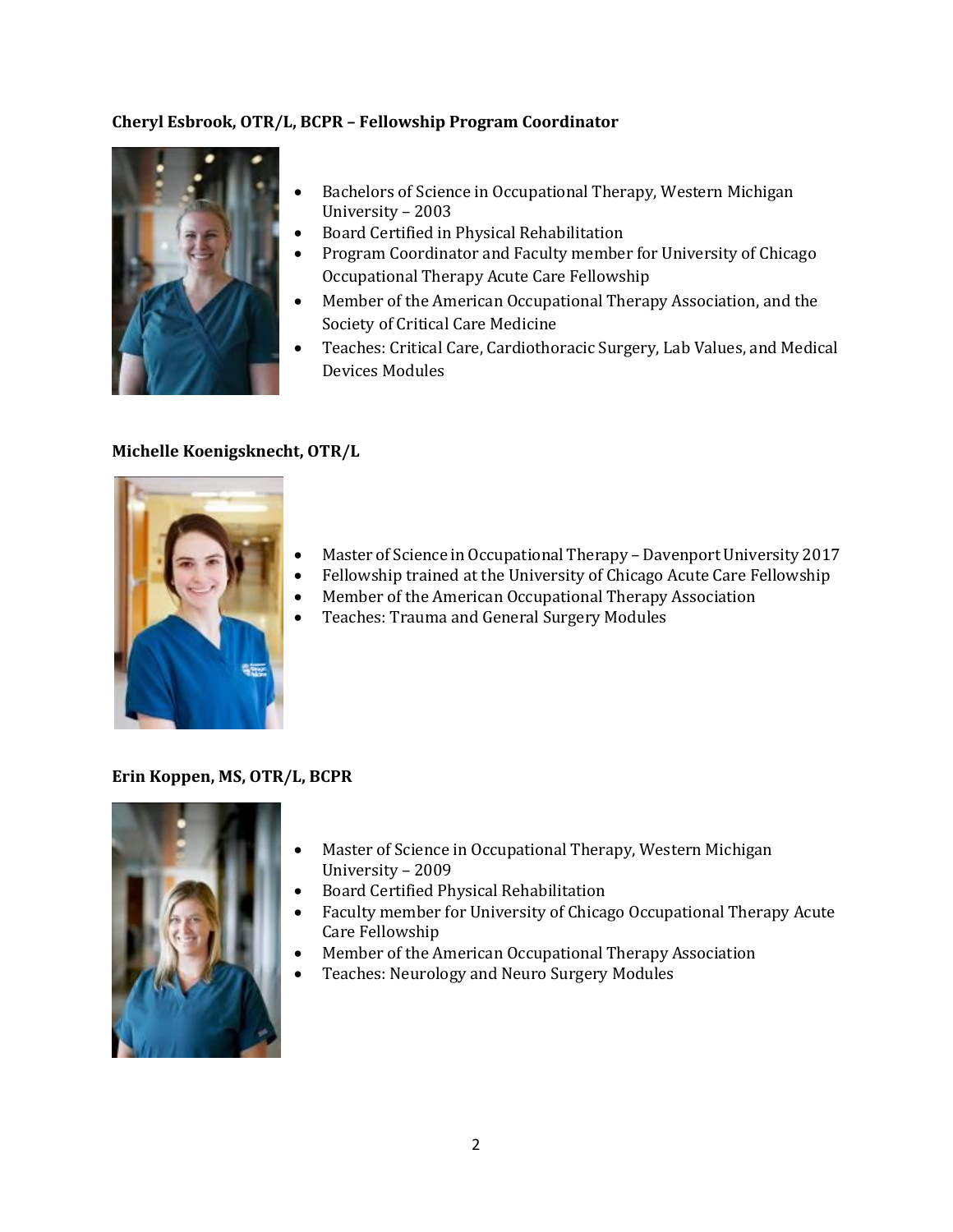**Cheryl Esbrook, OTR/L, BCPR – Fellowship Program Coordinator**

- Bachelors of Science in Occupational Therapy, Western Michigan University – 2003
- Board Certified in Physical Rehabilitation
- Program Coordinator and Faculty member for University of Chicago Occupational Therapy Acute Care Fellowship
- Member of the American Occupational Therapy Association, and the Society of Critical Care Medicine
- Teaches: Critical Care, Cardiothoracic Surgery, Lab Values, and Medical Devices Modules

**Michelle Koenigsknecht, OTR/L**

- Master of Science in Occupational Therapy – Davenport University 2017
- Fellowship trained at the University of Chicago Acute Care Fellowship
- Member of the American Occupational Therapy Association
- Teaches: Trauma and General Surgery Modules

**Erin Koppen, MS, OTR/L, BCPR**

- Master of Science in Occupational Therapy, Western Michigan University – 2009
- Board Certified Physical Rehabilitation
- Faculty member for University of Chicago Occupational Therapy Acute Care Fellowship
- Member of the American Occupational Therapy Association
- Teaches: Neurology and Neuro Surgery Modules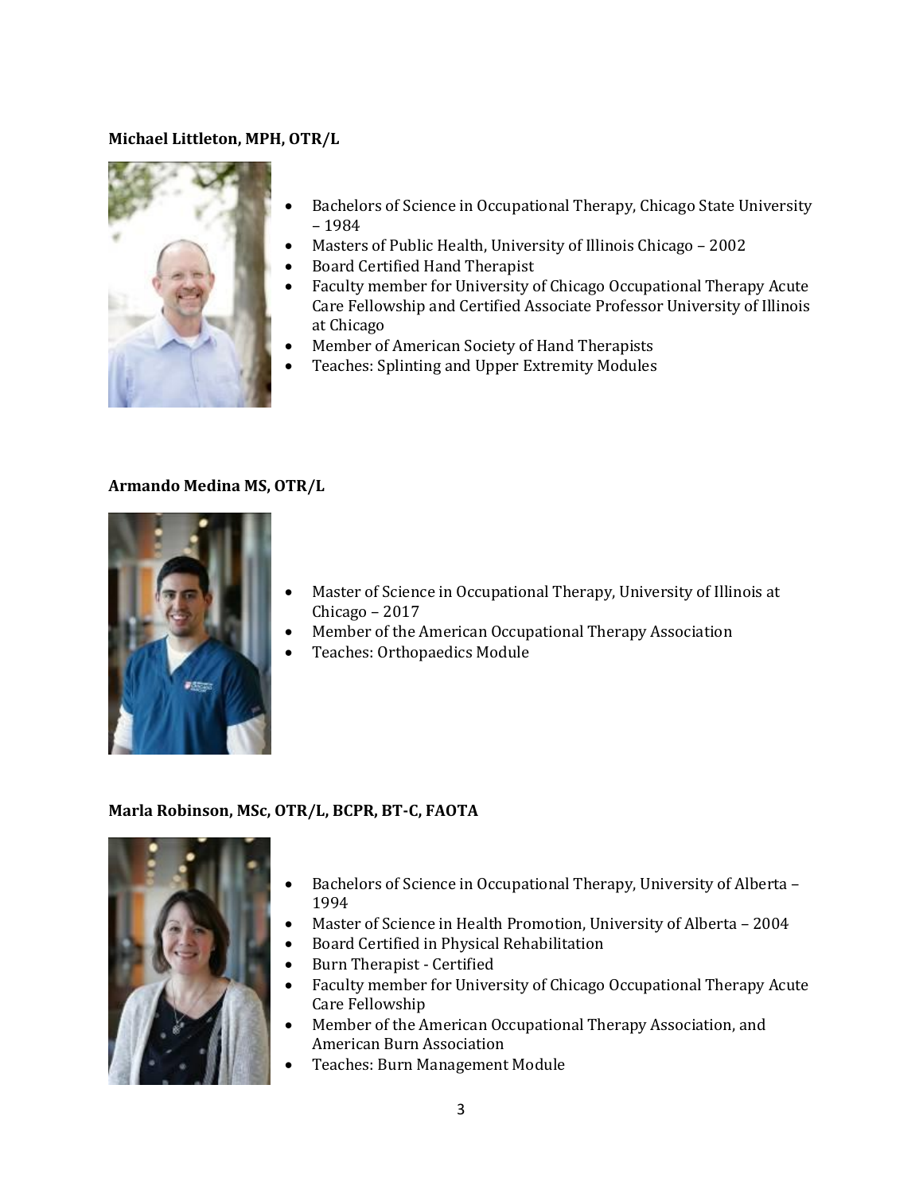**Michael Littleton, MPH, OTR/L**

- Bachelors of Science in Occupational Therapy, Chicago State University – 1984
- Masters of Public Health, University of Illinois Chicago – 2002
- Board Certified Hand Therapist
- Faculty member for University of Chicago Occupational Therapy Acute Care Fellowship and Certified Associate Professor University of Illinois at Chicago
- Member of American Society of Hand Therapists
- Teaches: Splinting and Upper Extremity Modules

**Armando Medina MS, OTR/L**

- Master of Science in Occupational Therapy, University of Illinois at Chicago – 2017
- Member of the American Occupational Therapy Association
- Teaches: Orthopaedics Module

**Marla Robinson, MSc, OTR/L, BCPR, BT-C, FAOTA**

- Bachelors of Science in Occupational Therapy, University of Alberta – 1994
- Master of Science in Health Promotion, University of Alberta – 2004
- Board Certified in Physical Rehabilitation
- Burn Therapist - Certified
- Faculty member for University of Chicago Occupational Therapy Acute Care Fellowship
- Member of the American Occupational Therapy Association, and American Burn Association
- Teaches: Burn Management Module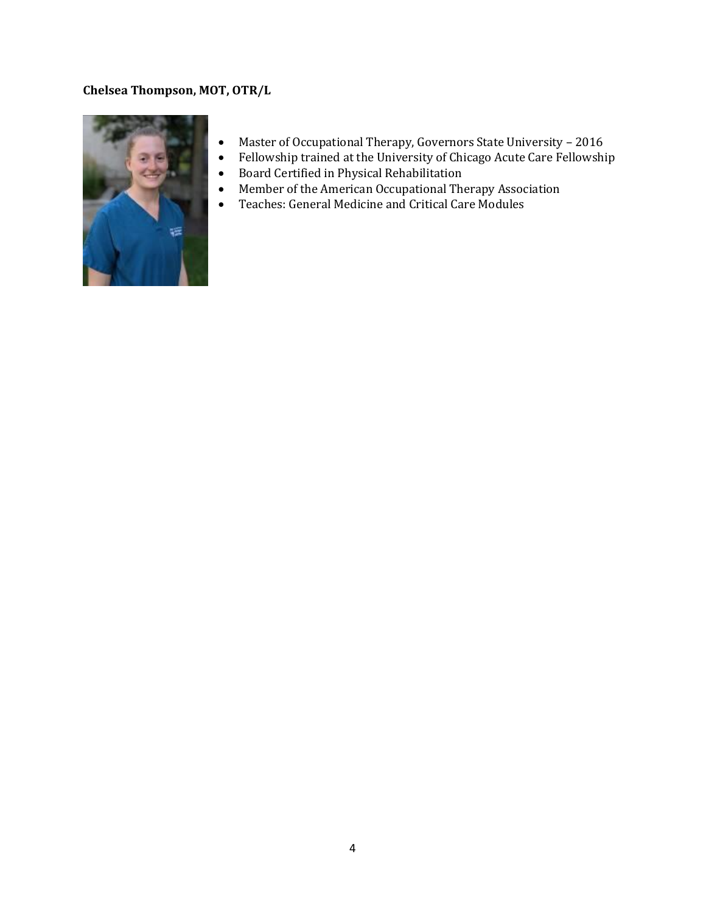**Chelsea Thompson, MOT, OTR/L**

- Master of Occupational Therapy, Governors State University – 2016
- Fellowship trained at the University of Chicago Acute Care Fellowship
- Board Certified in Physical Rehabilitation
- Member of the American Occupational Therapy Association
- Teaches: General Medicine and Critical Care Modules